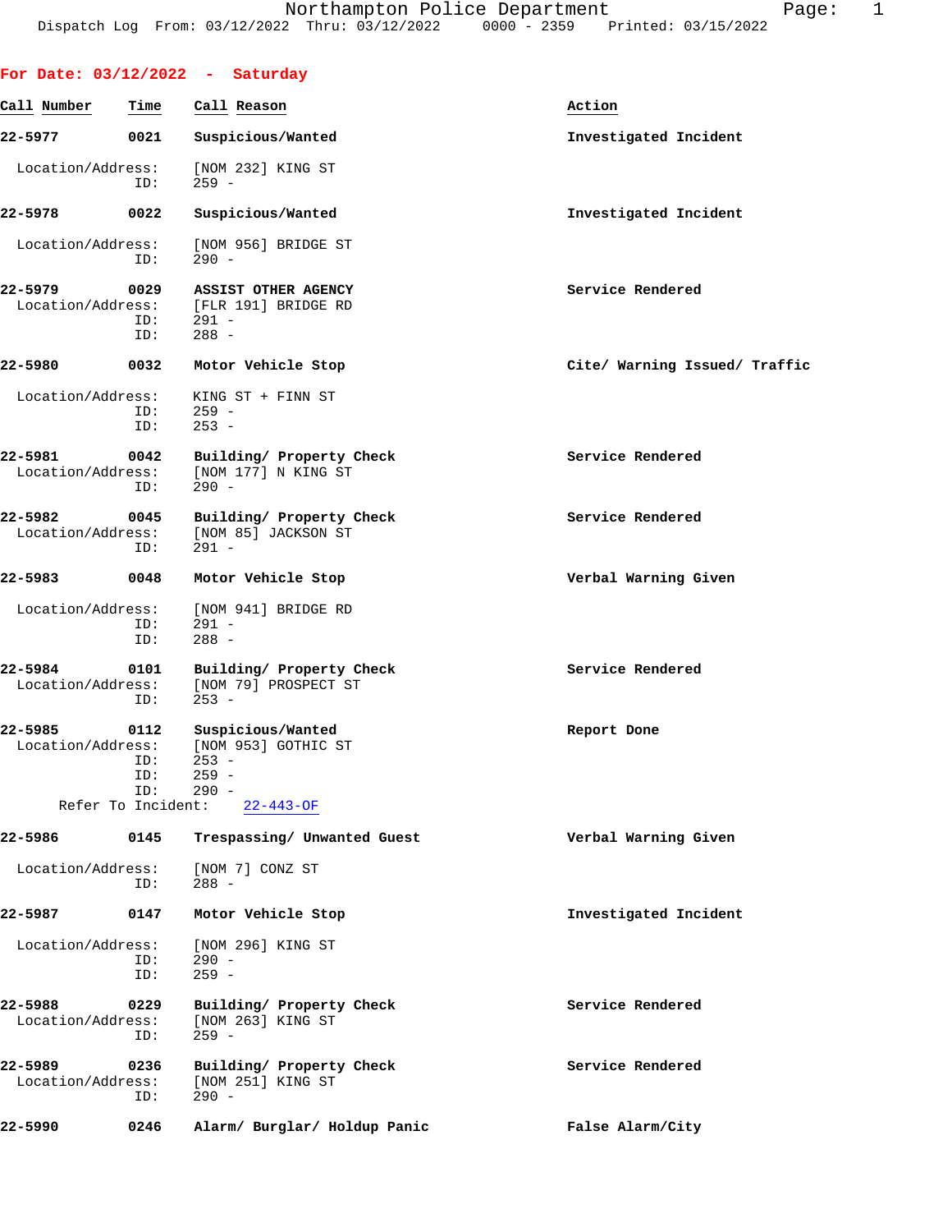Dispatch Log From: 03/12/2022 Thru: 03/12/2022 0000 - 2359 Printed: 03/15/2022

## For Date: 03/12/2022 - Saturday

| Call Number | Time | Call Reason | Action |
|---|---|---|---|
| 22-5977 | 0021 | Suspicious/Wanted | Investigated Incident |

Location/Address: [NOM 232] KING ST
ID: 259 -

| | | | |
|---|---|---|---|
| 22-5978 | 0022 | Suspicious/Wanted | Investigated Incident |

Location/Address: [NOM 956] BRIDGE ST
ID: 290 -

| | | | |
|---|---|---|---|
| 22-5979 | 0029 | ASSIST OTHER AGENCY | Service Rendered |

Location/Address: [FLR 191] BRIDGE RD
ID: 291 -
ID: 288 -

| | | | |
|---|---|---|---|
| 22-5980 | 0032 | Motor Vehicle Stop | Cite/ Warning Issued/ Traffic |

Location/Address: KING ST + FINN ST
ID: 259 -
ID: 253 -

| | | | |
|---|---|---|---|
| 22-5981 | 0042 | Building/ Property Check | Service Rendered |

Location/Address: [NOM 177] N KING ST
ID: 290 -

| | | | |
|---|---|---|---|
| 22-5982 | 0045 | Building/ Property Check | Service Rendered |

Location/Address: [NOM 85] JACKSON ST
ID: 291 -

| | | | |
|---|---|---|---|
| 22-5983 | 0048 | Motor Vehicle Stop | Verbal Warning Given |

Location/Address: [NOM 941] BRIDGE RD
ID: 291 -
ID: 288 -

| | | | |
|---|---|---|---|
| 22-5984 | 0101 | Building/ Property Check | Service Rendered |

Location/Address: [NOM 79] PROSPECT ST
ID: 253 -

| | | | |
|---|---|---|---|
| 22-5985 | 0112 | Suspicious/Wanted | Report Done |

Location/Address: [NOM 953] GOTHIC ST
ID: 253 -
ID: 259 -
ID: 290 -
Refer To Incident: 22-443-OF

| | | | |
|---|---|---|---|
| 22-5986 | 0145 | Trespassing/ Unwanted Guest | Verbal Warning Given |

Location/Address: [NOM 7] CONZ ST
ID: 288 -

| | | | |
|---|---|---|---|
| 22-5987 | 0147 | Motor Vehicle Stop | Investigated Incident |

Location/Address: [NOM 296] KING ST
ID: 290 -
ID: 259 -

| | | | |
|---|---|---|---|
| 22-5988 | 0229 | Building/ Property Check | Service Rendered |

Location/Address: [NOM 263] KING ST
ID: 259 -

| | | | |
|---|---|---|---|
| 22-5989 | 0236 | Building/ Property Check | Service Rendered |

Location/Address: [NOM 251] KING ST
ID: 290 -

| | | | |
|---|---|---|---|
| 22-5990 | 0246 | Alarm/ Burglar/ Holdup Panic | False Alarm/City |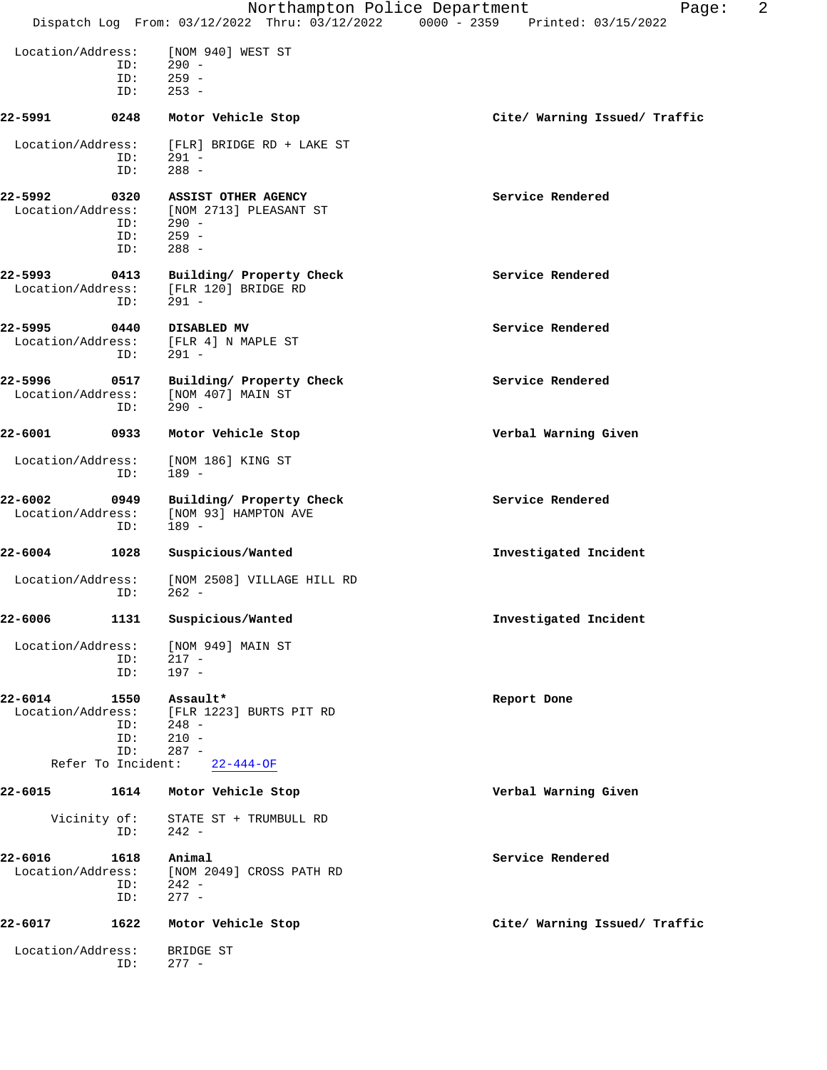Location/Address: [NOM 940] WEST ST
ID: 290 -
ID: 259 -
ID: 253 -

**22-5991** **0248** **Motor Vehicle Stop** **Cite/ Warning Issued/ Traffic**

Location/Address: [FLR] BRIDGE RD + LAKE ST
ID: 291 -
ID: 288 -

**22-5992** **0320** **ASSIST OTHER AGENCY** **Service Rendered**
Location/Address: [NOM 2713] PLEASANT ST
ID: 290 -
ID: 259 -
ID: 288 -

**22-5993** **0413** **Building/ Property Check** **Service Rendered**
Location/Address: [FLR 120] BRIDGE RD
ID: 291 -

**22-5995** **0440** **DISABLED MV** **Service Rendered**
Location/Address: [FLR 4] N MAPLE ST
ID: 291 -

**22-5996** **0517** **Building/ Property Check** **Service Rendered**
Location/Address: [NOM 407] MAIN ST
ID: 290 -

**22-6001** **0933** **Motor Vehicle Stop** **Verbal Warning Given**

Location/Address: [NOM 186] KING ST
ID: 189 -

**22-6002** **0949** **Building/ Property Check** **Service Rendered**
Location/Address: [NOM 93] HAMPTON AVE
ID: 189 -

**22-6004** **1028** **Suspicious/Wanted** **Investigated Incident**

Location/Address: [NOM 2508] VILLAGE HILL RD
ID: 262 -

**22-6006** **1131** **Suspicious/Wanted** **Investigated Incident**

Location/Address: [NOM 949] MAIN ST
ID: 217 -
ID: 197 -

**22-6014** **1550** **Assault*** **Report Done**
Location/Address: [FLR 1223] BURTS PIT RD
ID: 248 -
ID: 210 -
ID: 287 -
Refer To Incident: 22-444-OF

**22-6015** **1614** **Motor Vehicle Stop** **Verbal Warning Given**

Vicinity of: STATE ST + TRUMBULL RD
ID: 242 -

**22-6016** **1618** **Animal** **Service Rendered**
Location/Address: [NOM 2049] CROSS PATH RD
ID: 242 -
ID: 277 -

**22-6017** **1622** **Motor Vehicle Stop** **Cite/ Warning Issued/ Traffic**

Location/Address: BRIDGE ST
ID: 277 -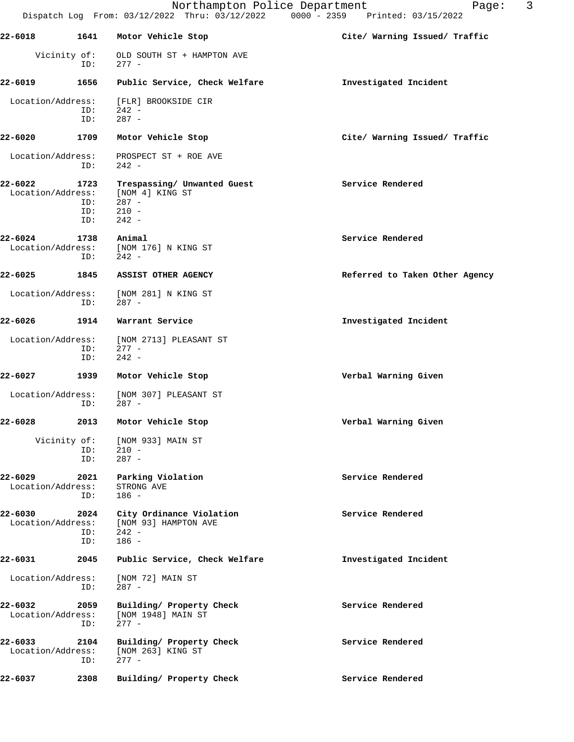**22-6018 1641 Motor Vehicle Stop** — **Cite/ Warning Issued/ Traffic**

Vicinity of: OLD SOUTH ST + HAMPTON AVE
ID: 277 -

**22-6019 1656 Public Service, Check Welfare** — **Investigated Incident**

Location/Address: [FLR] BROOKSIDE CIR
ID: 242 -
ID: 287 -

**22-6020 1709 Motor Vehicle Stop** — **Cite/ Warning Issued/ Traffic**

Location/Address: PROSPECT ST + ROE AVE
ID: 242 -

**22-6022 1723 Trespassing/ Unwanted Guest** — **Service Rendered**

Location/Address: [NOM 4] KING ST
ID: 287 -
ID: 210 -
ID: 242 -

**22-6024 1738 Animal** — **Service Rendered**

Location/Address: [NOM 176] N KING ST
ID: 242 -

**22-6025 1845 ASSIST OTHER AGENCY** — **Referred to Taken Other Agency**

Location/Address: [NOM 281] N KING ST
ID: 287 -

**22-6026 1914 Warrant Service** — **Investigated Incident**

Location/Address: [NOM 2713] PLEASANT ST
ID: 277 -
ID: 242 -

**22-6027 1939 Motor Vehicle Stop** — **Verbal Warning Given**

Location/Address: [NOM 307] PLEASANT ST
ID: 287 -

**22-6028 2013 Motor Vehicle Stop** — **Verbal Warning Given**

Vicinity of: [NOM 933] MAIN ST
ID: 210 -
ID: 287 -

**22-6029 2021 Parking Violation** — **Service Rendered**

Location/Address: STRONG AVE
ID: 186 -

**22-6030 2024 City Ordinance Violation** — **Service Rendered**

Location/Address: [NOM 93] HAMPTON AVE
ID: 242 -
ID: 186 -

**22-6031 2045 Public Service, Check Welfare** — **Investigated Incident**

Location/Address: [NOM 72] MAIN ST
ID: 287 -

**22-6032 2059 Building/ Property Check** — **Service Rendered**

Location/Address: [NOM 1948] MAIN ST
ID: 277 -

**22-6033 2104 Building/ Property Check** — **Service Rendered**

Location/Address: [NOM 263] KING ST
ID: 277 -

**22-6037 2308 Building/ Property Check** — **Service Rendered**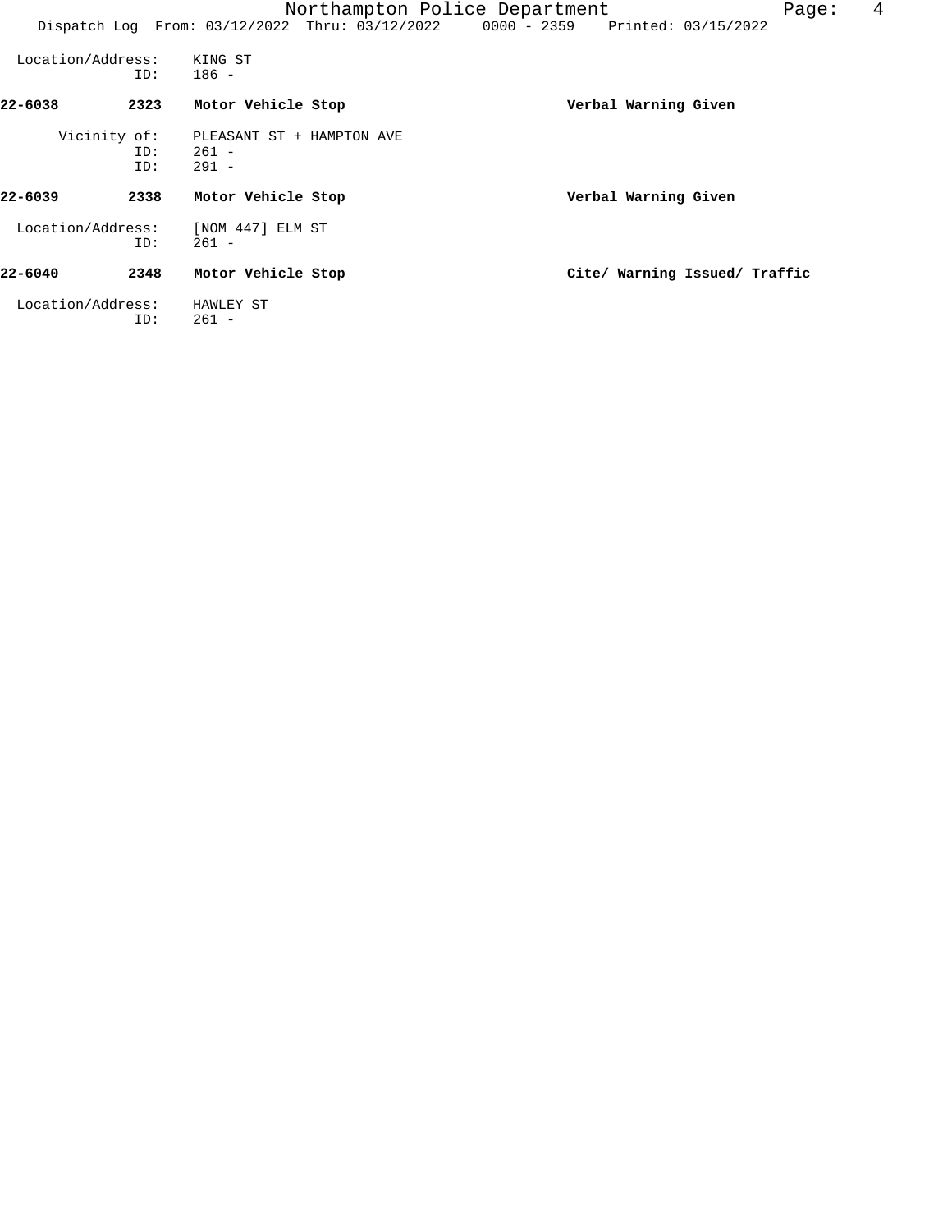Location/Address: KING ST
ID: 186 -

**22-6038 2323 Motor Vehicle Stop** **Verbal Warning Given**

Vicinity of: PLEASANT ST + HAMPTON AVE
ID: 261 -
ID: 291 -

**22-6039 2338 Motor Vehicle Stop** **Verbal Warning Given**

Location/Address: [NOM 447] ELM ST
ID: 261 -

**22-6040 2348 Motor Vehicle Stop** **Cite/ Warning Issued/ Traffic**

Location/Address: HAWLEY ST
ID: 261 -